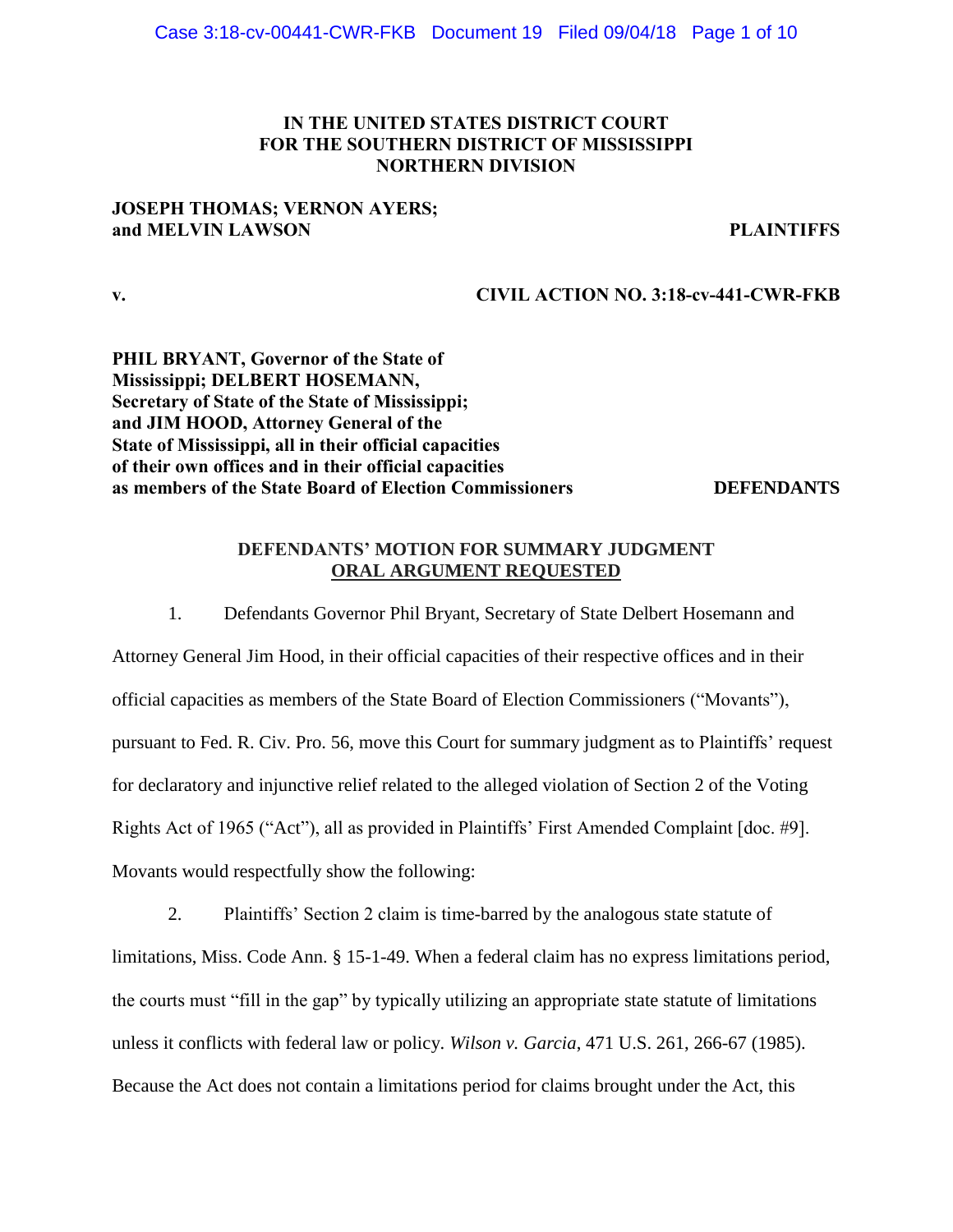**IN THE UNITED STATES DISTRICT COURT**
**FOR THE SOUTHERN DISTRICT OF MISSISSIPPI**
**NORTHERN DIVISION**

**JOSEPH THOMAS; VERNON AYERS;**
**and MELVIN LAWSON** **PLAINTIFFS**

**v.** **CIVIL ACTION NO. 3:18-cv-441-CWR-FKB**

**PHIL BRYANT, Governor of the State of Mississippi; DELBERT HOSEMANN, Secretary of State of the State of Mississippi; and JIM HOOD, Attorney General of the State of Mississippi, all in their official capacities of their own offices and in their official capacities as members of the State Board of Election Commissioners** **DEFENDANTS**

**DEFENDANTS' MOTION FOR SUMMARY JUDGMENT**
**ORAL ARGUMENT REQUESTED**

1. Defendants Governor Phil Bryant, Secretary of State Delbert Hosemann and Attorney General Jim Hood, in their official capacities of their respective offices and in their official capacities as members of the State Board of Election Commissioners ("Movants"), pursuant to Fed. R. Civ. Pro. 56, move this Court for summary judgment as to Plaintiffs' request for declaratory and injunctive relief related to the alleged violation of Section 2 of the Voting Rights Act of 1965 ("Act"), all as provided in Plaintiffs' First Amended Complaint [doc. #9]. Movants would respectfully show the following:

2. Plaintiffs' Section 2 claim is time-barred by the analogous state statute of limitations, Miss. Code Ann. § 15-1-49. When a federal claim has no express limitations period, the courts must "fill in the gap" by typically utilizing an appropriate state statute of limitations unless it conflicts with federal law or policy. *Wilson v. Garcia*, 471 U.S. 261, 266-67 (1985). Because the Act does not contain a limitations period for claims brought under the Act, this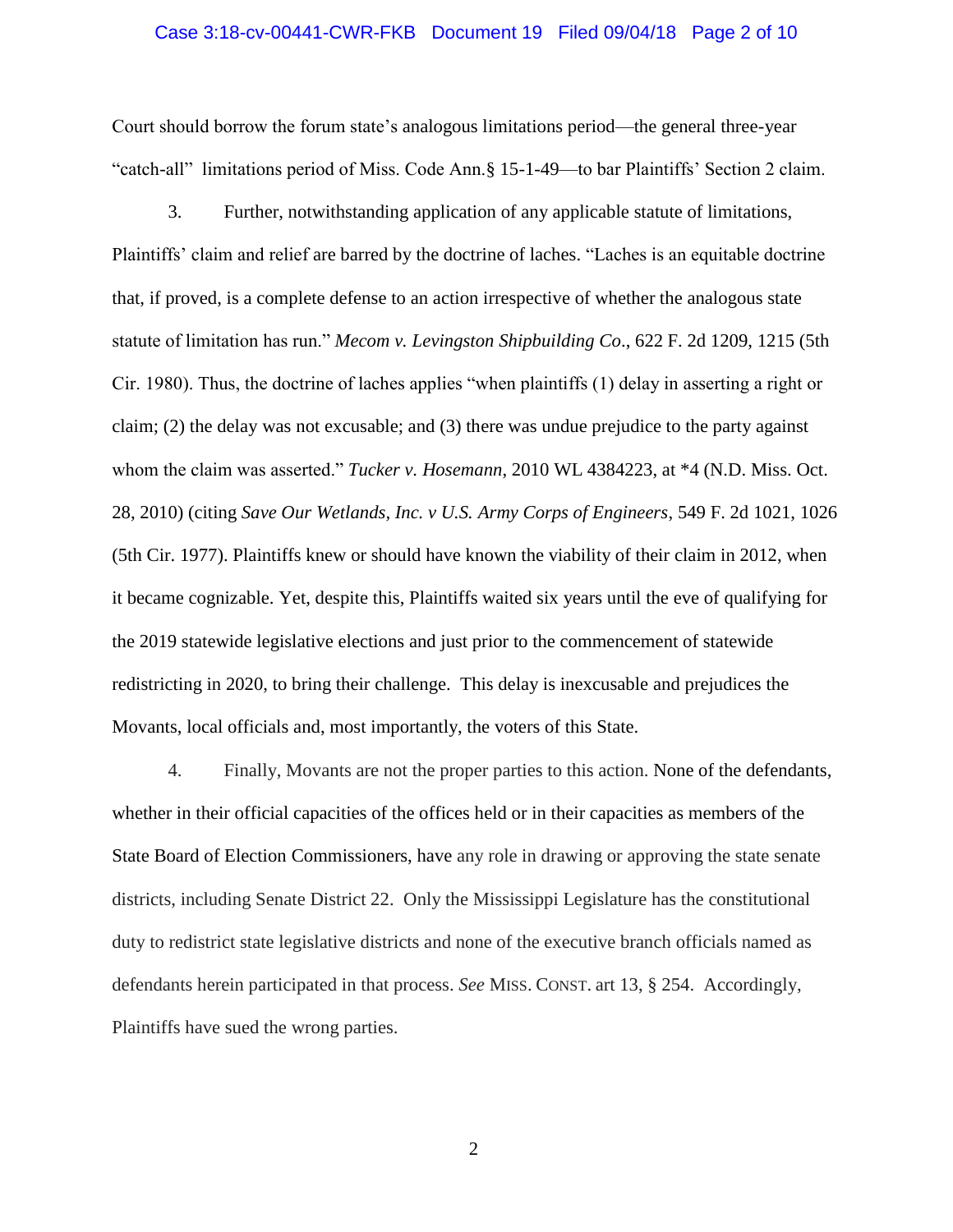Court should borrow the forum state's analogous limitations period—the general three-year "catch-all" limitations period of Miss. Code Ann.§ 15-1-49—to bar Plaintiffs' Section 2 claim.

3. Further, notwithstanding application of any applicable statute of limitations, Plaintiffs' claim and relief are barred by the doctrine of laches. "Laches is an equitable doctrine that, if proved, is a complete defense to an action irrespective of whether the analogous state statute of limitation has run." *Mecom v. Levingston Shipbuilding Co*., 622 F. 2d 1209, 1215 (5th Cir. 1980). Thus, the doctrine of laches applies "when plaintiffs (1) delay in asserting a right or claim; (2) the delay was not excusable; and (3) there was undue prejudice to the party against whom the claim was asserted." *Tucker v. Hosemann*, 2010 WL 4384223, at *4 (N.D. Miss. Oct. 28, 2010) (citing *Save Our Wetlands, Inc. v U.S. Army Corps of Engineers*, 549 F. 2d 1021, 1026 (5th Cir. 1977). Plaintiffs knew or should have known the viability of their claim in 2012, when it became cognizable. Yet, despite this, Plaintiffs waited six years until the eve of qualifying for the 2019 statewide legislative elections and just prior to the commencement of statewide redistricting in 2020, to bring their challenge. This delay is inexcusable and prejudices the Movants, local officials and, most importantly, the voters of this State.

4. Finally, Movants are not the proper parties to this action. None of the defendants, whether in their official capacities of the offices held or in their capacities as members of the State Board of Election Commissioners, have any role in drawing or approving the state senate districts, including Senate District 22. Only the Mississippi Legislature has the constitutional duty to redistrict state legislative districts and none of the executive branch officials named as defendants herein participated in that process. *See* MISS. CONST. art 13, § 254. Accordingly, Plaintiffs have sued the wrong parties.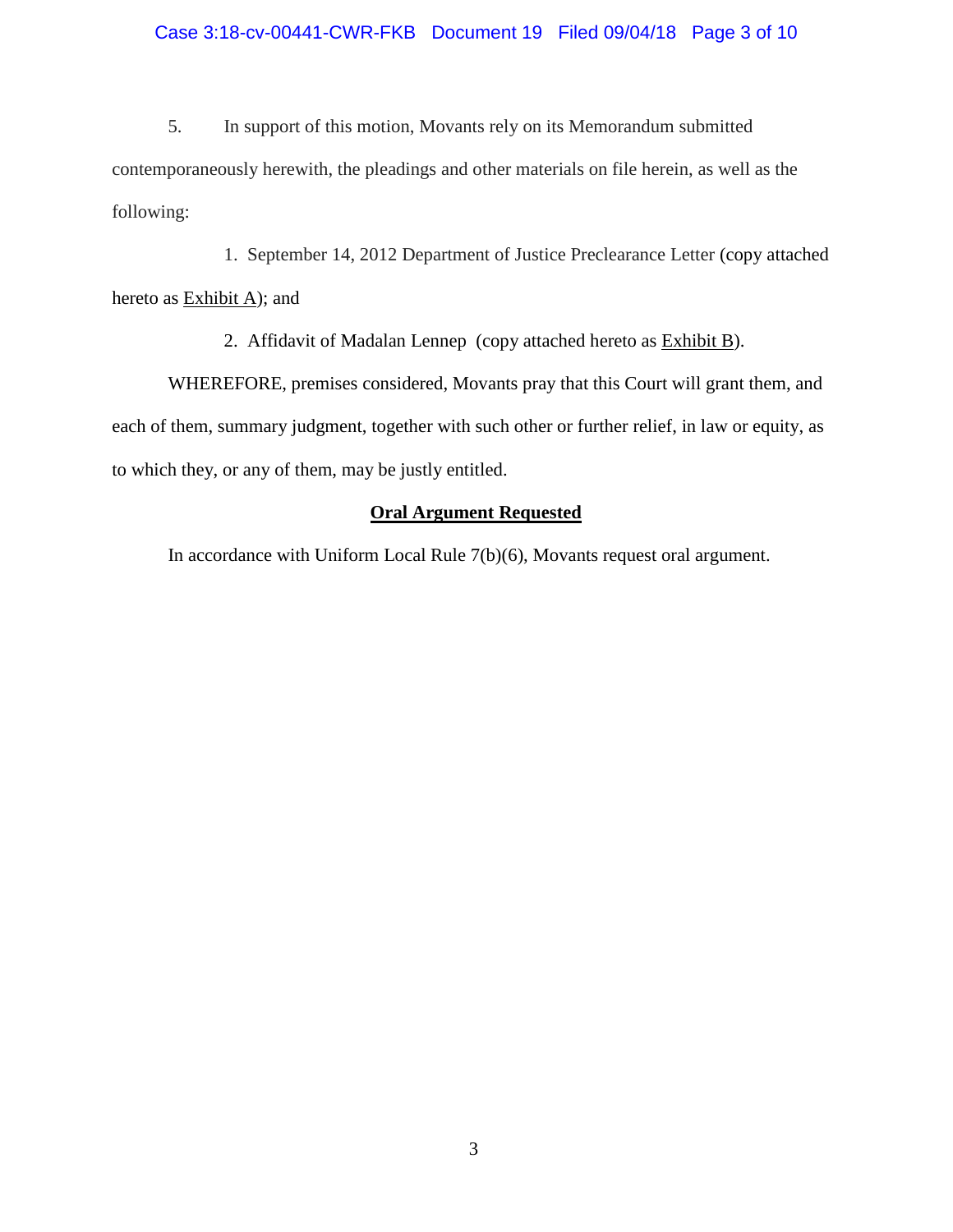5. In support of this motion, Movants rely on its Memorandum submitted contemporaneously herewith, the pleadings and other materials on file herein, as well as the following:

1. September 14, 2012 Department of Justice Preclearance Letter (copy attached hereto as Exhibit A); and

2. Affidavit of Madalan Lennep (copy attached hereto as Exhibit B).

WHEREFORE, premises considered, Movants pray that this Court will grant them, and each of them, summary judgment, together with such other or further relief, in law or equity, as to which they, or any of them, may be justly entitled.

**Oral Argument Requested**

In accordance with Uniform Local Rule 7(b)(6), Movants request oral argument.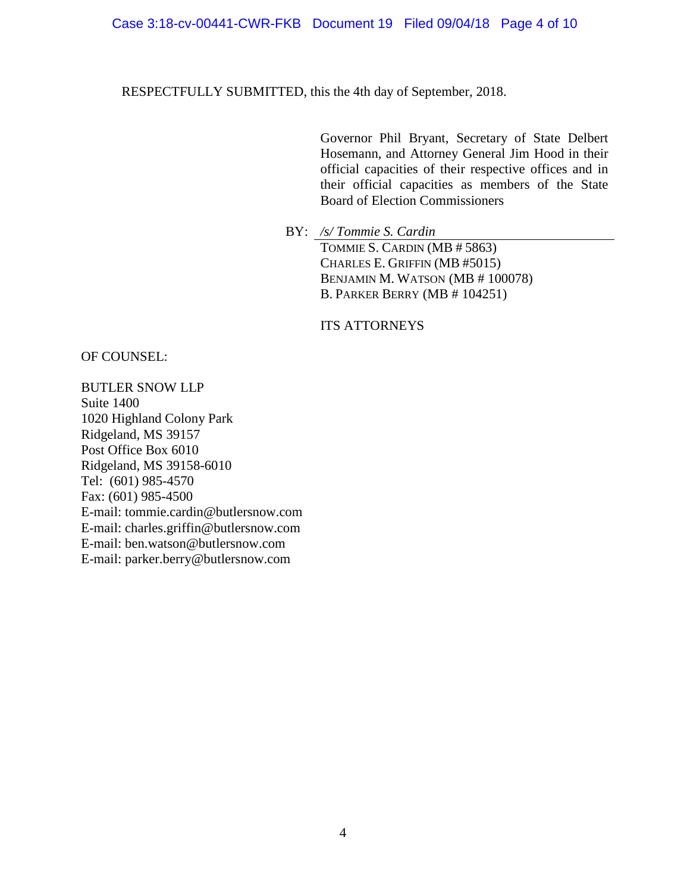RESPECTFULLY SUBMITTED, this the 4th day of September, 2018.

Governor Phil Bryant, Secretary of State Delbert Hosemann, and Attorney General Jim Hood in their official capacities of their respective offices and in their official capacities as members of the State Board of Election Commissioners

BY: */s/ Tommie S. Cardin*
TOMMIE S. CARDIN (MB # 5863)
CHARLES E. GRIFFIN (MB #5015)
BENJAMIN M. WATSON (MB # 100078)
B. PARKER BERRY (MB # 104251)

ITS ATTORNEYS

OF COUNSEL:

BUTLER SNOW LLP
Suite 1400
1020 Highland Colony Park
Ridgeland, MS 39157
Post Office Box 6010
Ridgeland, MS 39158-6010
Tel: (601) 985-4570
Fax: (601) 985-4500
E-mail: tommie.cardin@butlersnow.com
E-mail: charles.griffin@butlersnow.com
E-mail: ben.watson@butlersnow.com
E-mail: parker.berry@butlersnow.com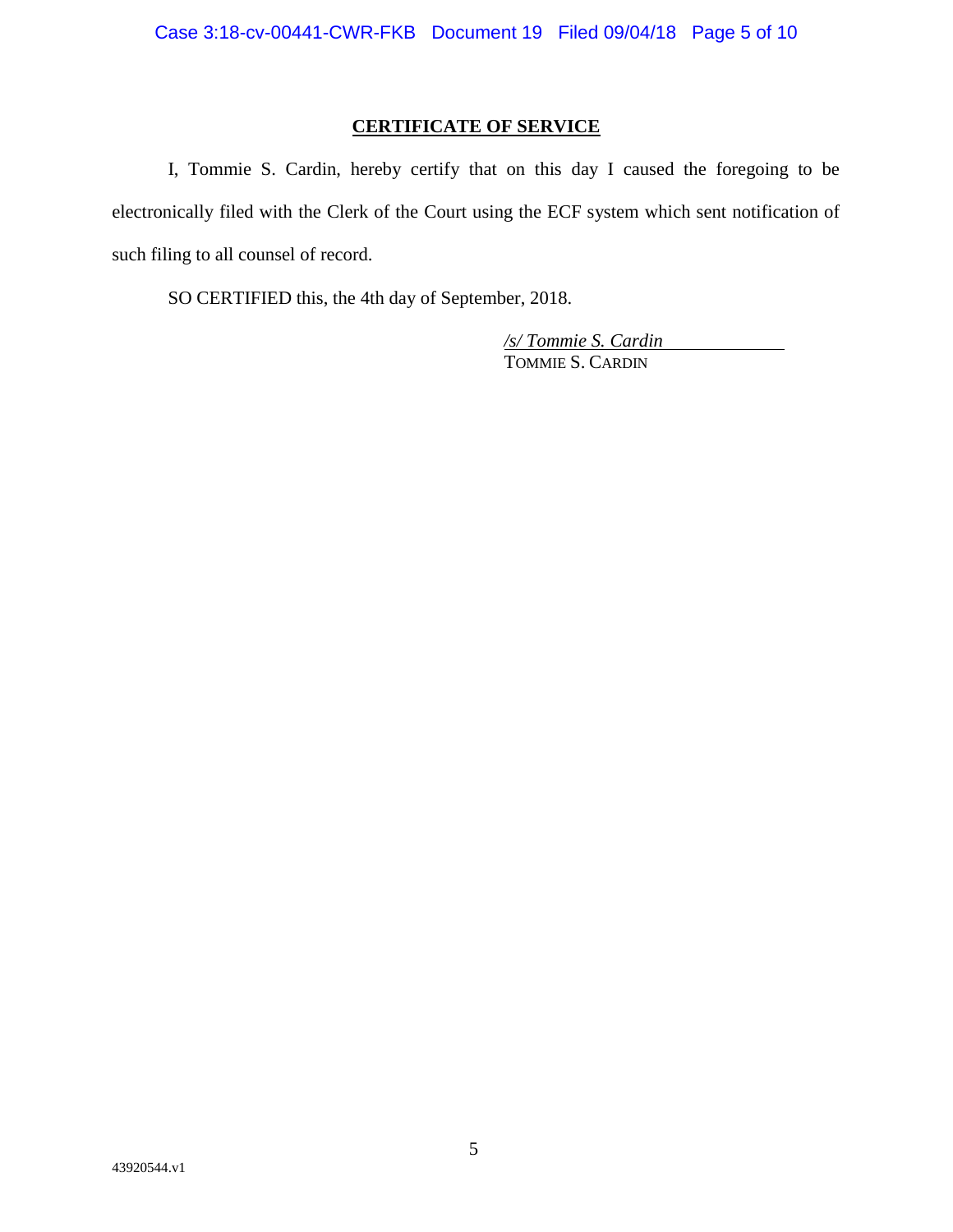## CERTIFICATE OF SERVICE

I, Tommie S. Cardin, hereby certify that on this day I caused the foregoing to be electronically filed with the Clerk of the Court using the ECF system which sent notification of such filing to all counsel of record.

SO CERTIFIED this, the 4th day of September, 2018.

*/s/ Tommie S. Cardin*
TOMMIE S. CARDIN

43920544.v1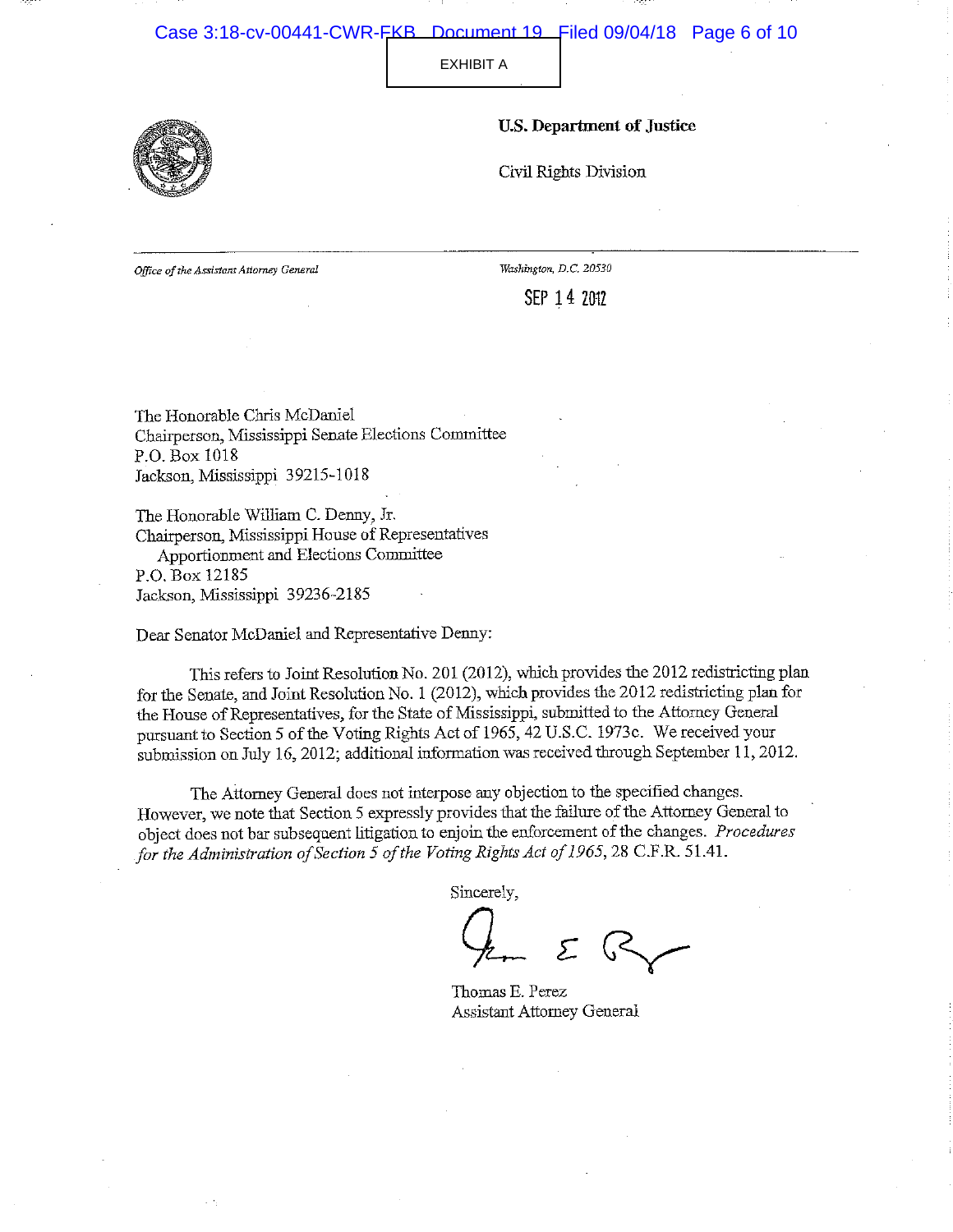EXHIBIT A

**U.S. Department of Justice**

Civil Rights Division

*Office of the Assistant Attorney General*

*Washington, D.C. 20530*

SEP 14 2012

The Honorable Chris McDaniel
Chairperson, Mississippi Senate Elections Committee
P.O. Box 1018
Jackson, Mississippi 39215-1018

The Honorable William C. Denny, Jr.
Chairperson, Mississippi House of Representatives
Apportionment and Elections Committee
P.O. Box 12185
Jackson, Mississippi 39236-2185

Dear Senator McDaniel and Representative Denny:

This refers to Joint Resolution No. 201 (2012), which provides the 2012 redistricting plan for the Senate, and Joint Resolution No. 1 (2012), which provides the 2012 redistricting plan for the House of Representatives, for the State of Mississippi, submitted to the Attorney General pursuant to Section 5 of the Voting Rights Act of 1965, 42 U.S.C. 1973c. We received your submission on July 16, 2012; additional information was received through September 11, 2012.

The Attorney General does not interpose any objection to the specified changes. However, we note that Section 5 expressly provides that the failure of the Attorney General to object does not bar subsequent litigation to enjoin the enforcement of the changes. *Procedures for the Administration of Section 5 of the Voting Rights Act of 1965*, 28 C.F.R. 51.41.

Sincerely,

Thomas E. Perez
Assistant Attorney General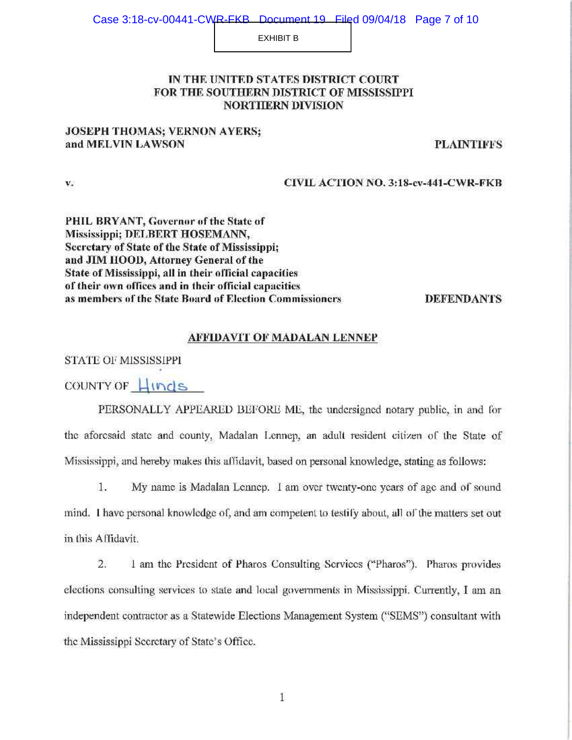EXHIBIT B

**IN THE UNITED STATES DISTRICT COURT**
**FOR THE SOUTHERN DISTRICT OF MISSISSIPPI**
**NORTHERN DIVISION**

**JOSEPH THOMAS; VERNON AYERS; and MELVIN LAWSON** — **PLAINTIFFS**

**v.** — **CIVIL ACTION NO. 3:18-cv-441-CWR-FKB**

**PHIL BRYANT, Governor of the State of Mississippi; DELBERT HOSEMANN, Secretary of State of the State of Mississippi; and JIM HOOD, Attorney General of the State of Mississippi, all in their official capacities of their own offices and in their official capacities as members of the State Board of Election Commissioners** — **DEFENDANTS**

**AFFIDAVIT OF MADALAN LENNEP**

STATE OF MISSISSIPPI

COUNTY OF Hinds

PERSONALLY APPEARED BEFORE ME, the undersigned notary public, in and for the aforesaid state and county, Madalan Lennep, an adult resident citizen of the State of Mississippi, and hereby makes this affidavit, based on personal knowledge, stating as follows:

1. My name is Madalan Lennep. I am over twenty-one years of age and of sound mind. I have personal knowledge of, and am competent to testify about, all of the matters set out in this Affidavit.

2. I am the President of Pharos Consulting Services ("Pharos"). Pharos provides elections consulting services to state and local governments in Mississippi. Currently, I am an independent contractor as a Statewide Elections Management System ("SEMS") consultant with the Mississippi Secretary of State's Office.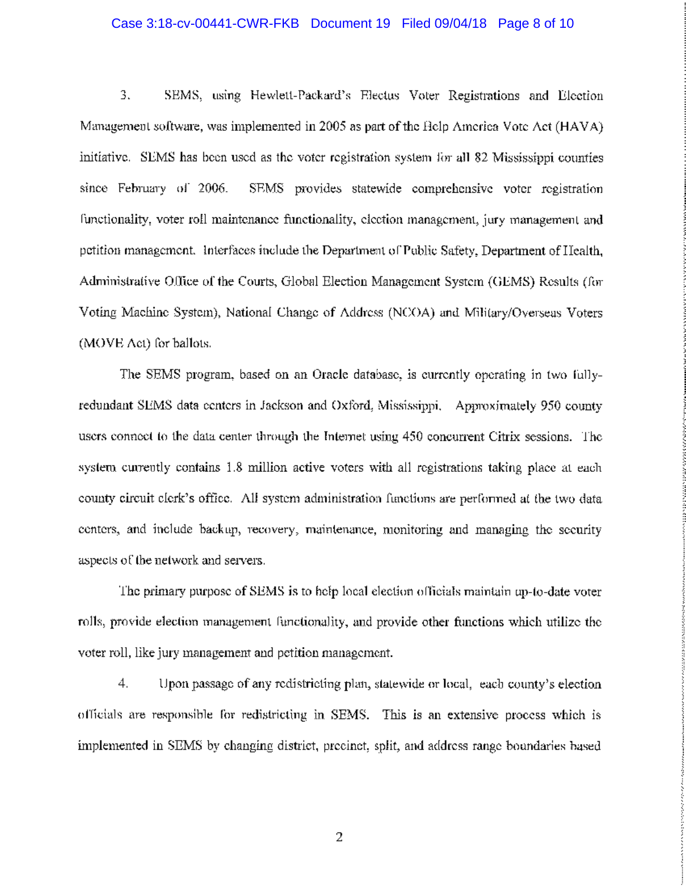3. SEMS, using Hewlett-Packard's Electus Voter Registrations and Election Management software, was implemented in 2005 as part of the Help America Vote Act (HAVA) initiative. SEMS has been used as the voter registration system for all 82 Mississippi counties since February of 2006. SEMS provides statewide comprehensive voter registration functionality, voter roll maintenance functionality, election management, jury management and petition management. Interfaces include the Department of Public Safety, Department of Health, Administrative Office of the Courts, Global Election Management System (GEMS) Results (for Voting Machine System), National Change of Address (NCOA) and Military/Overseas Voters (MOVE Act) for ballots.

The SEMS program, based on an Oracle database, is currently operating in two fully-redundant SEMS data centers in Jackson and Oxford, Mississippi. Approximately 950 county users connect to the data center through the Internet using 450 concurrent Citrix sessions. The system currently contains 1.8 million active voters with all registrations taking place at each county circuit clerk's office. All system administration functions are performed at the two data centers, and include backup, recovery, maintenance, monitoring and managing the security aspects of the network and servers.

The primary purpose of SEMS is to help local election officials maintain up-to-date voter rolls, provide election management functionality, and provide other functions which utilize the voter roll, like jury management and petition management.

4. Upon passage of any redistricting plan, statewide or local, each county's election officials are responsible for redistricting in SEMS. This is an extensive process which is implemented in SEMS by changing district, precinct, split, and address range boundaries based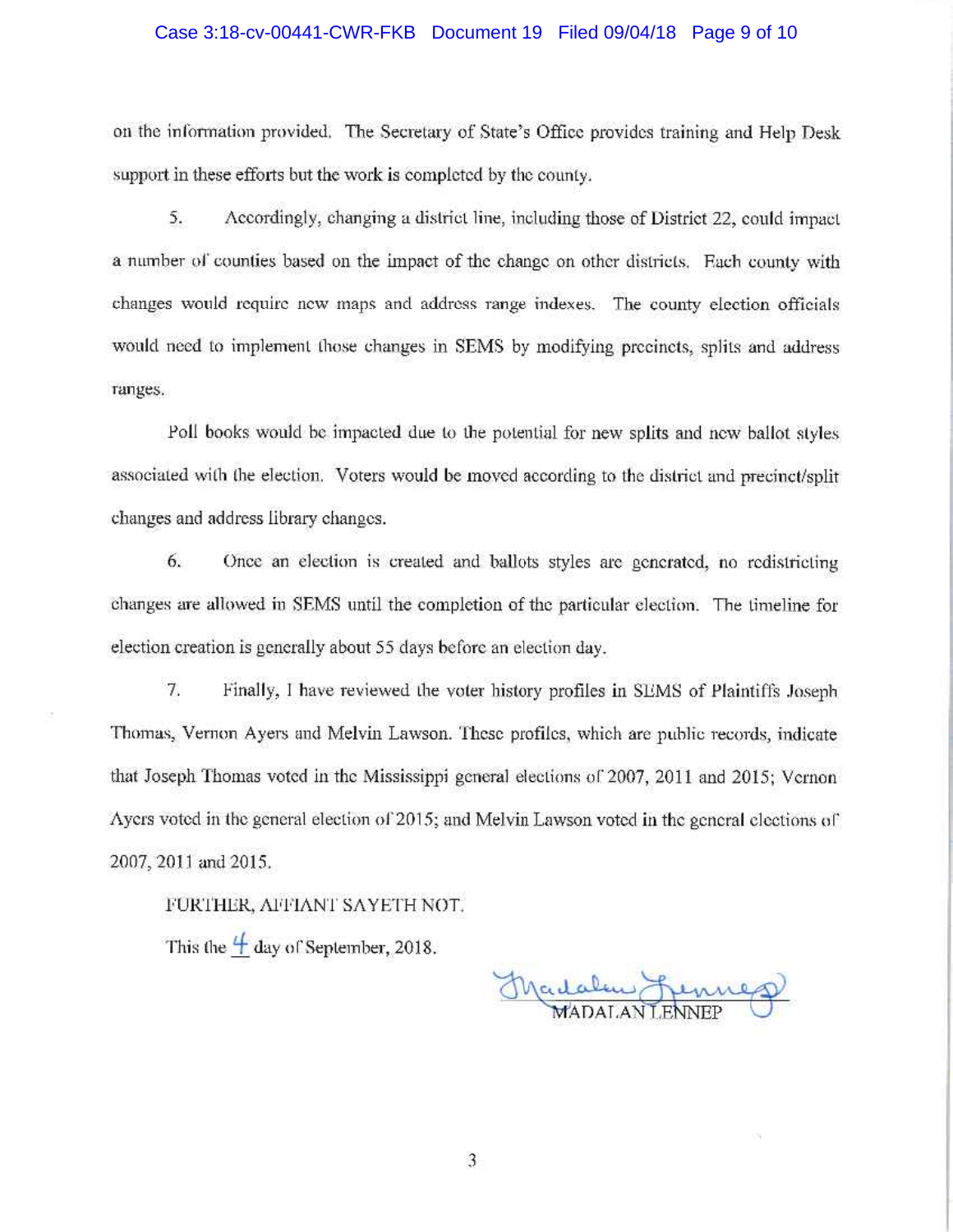on the information provided. The Secretary of State's Office provides training and Help Desk support in these efforts but the work is completed by the county.

5. Accordingly, changing a district line, including those of District 22, could impact a number of counties based on the impact of the change on other districts. Each county with changes would require new maps and address range indexes. The county election officials would need to implement those changes in SEMS by modifying precincts, splits and address ranges.

Poll books would be impacted due to the potential for new splits and new ballot styles associated with the election. Voters would be moved according to the district and precinct/split changes and address library changes.

6. Once an election is created and ballots styles are generated, no redistricting changes are allowed in SEMS until the completion of the particular election. The timeline for election creation is generally about 55 days before an election day.

7. Finally, I have reviewed the voter history profiles in SEMS of Plaintiffs Joseph Thomas, Vernon Ayers and Melvin Lawson. These profiles, which are public records, indicate that Joseph Thomas voted in the Mississippi general elections of 2007, 2011 and 2015; Vernon Ayers voted in the general election of 2015; and Melvin Lawson voted in the general elections of 2007, 2011 and 2015.

FURTHER, AFFIANT SAYETH NOT.

This the 4 day of September, 2018.

Madalan Lennep

MADALAN LENNEP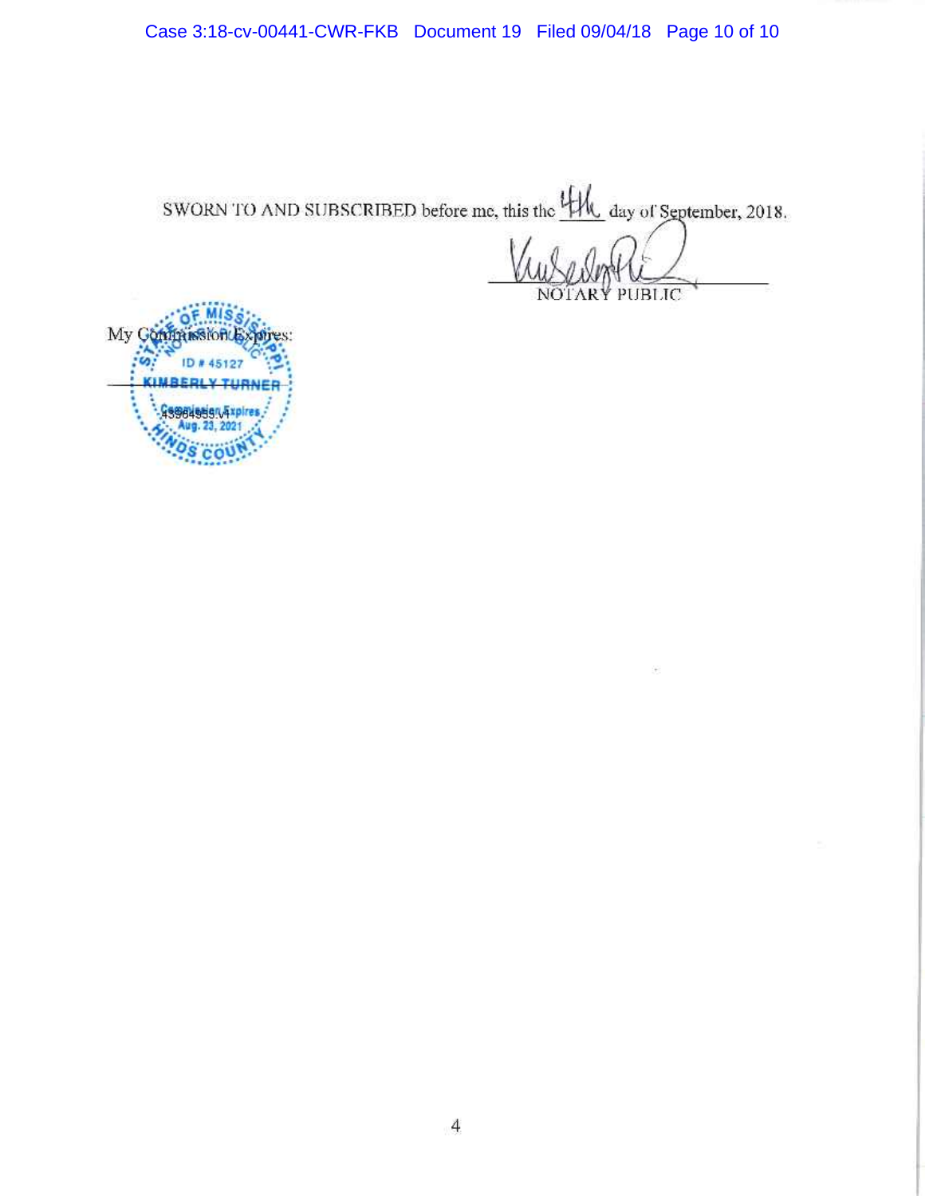SWORN TO AND SUBSCRIBED before me, this the 4th day of September, 2018.

NOTARY PUBLIC

My Commission Expires:

STATE OF MISSISSIPPI NOTARY PUBLIC
ID # 45127
KIMBERLY TURNER
Commission Expires Aug. 23, 2021
HINDS COUNTY

43564935.v1